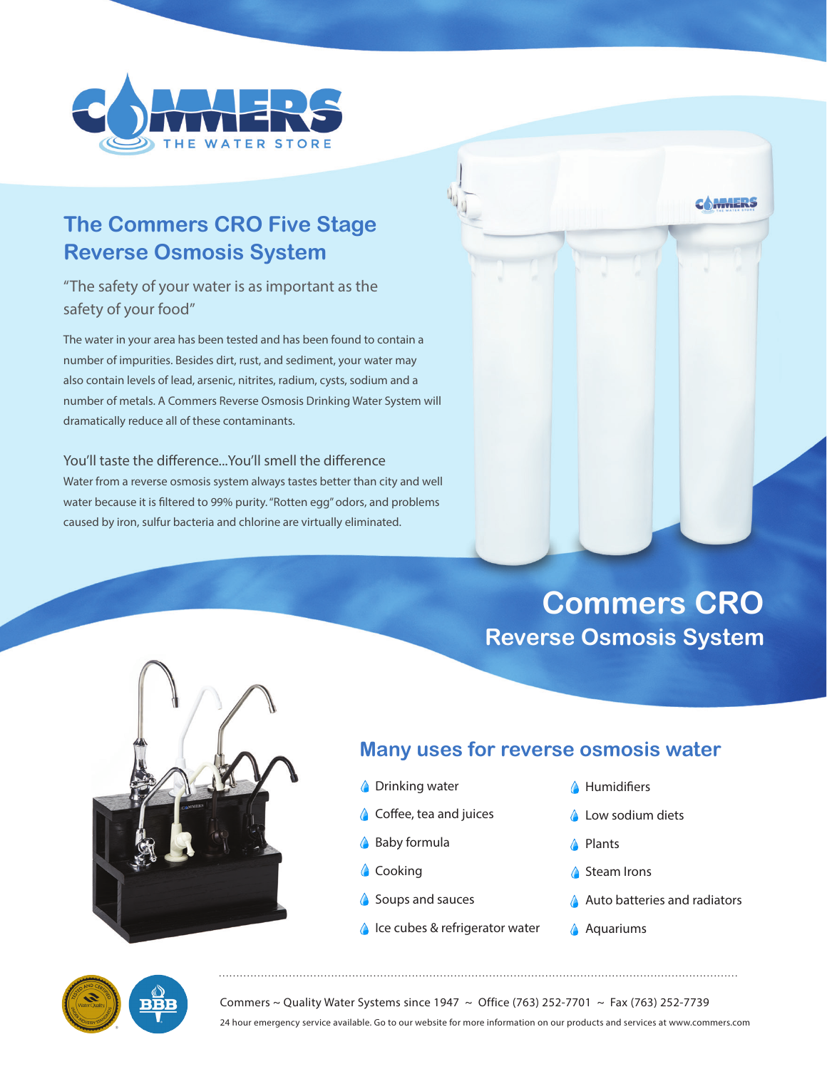# The Commers CRO Five Stage Reverse Osmosis System

"The safety of your water is as important as the safety of your food"

The water in your area has been tested and has been found to contain a number of impurities. Besides dirt, rust, and sediment, your water may also contain levels of lead, arsenic, nitrites, radium, cysts, sodium and a number of metals. A Commers Reverse Osmosis Drinking Water System will dramatically reduce all of these contaminants.

## You'll taste the difference...You'll smell the difference

Water from a reverse osmosis system always tastes better than city and well water because it is filtered to 99% purity. "Rotten egg" odors, and problems caused by iron, sulfur bacteria and chlorine are virtually eliminated.

# Commers CRO

## Reverse Osmosis System

## Many uses for reverse osmosis water

- Drinking water
- Coffee, tea and juices
- Baby formula
- Cooking
- Soups and sauces
- Ice cubes & refrigerator water
- Humidifiers
- Low sodium diets
- Plants
- Steam Irons
- Auto batteries and radiators
- Aquariums

Commers ~ Quality Water Systems since 1947 ~ Office (763) 252-7701 ~ Fax (763) 252-7739

24 hour emergency service available. Go to our website for more information on our products and services at www.commers.com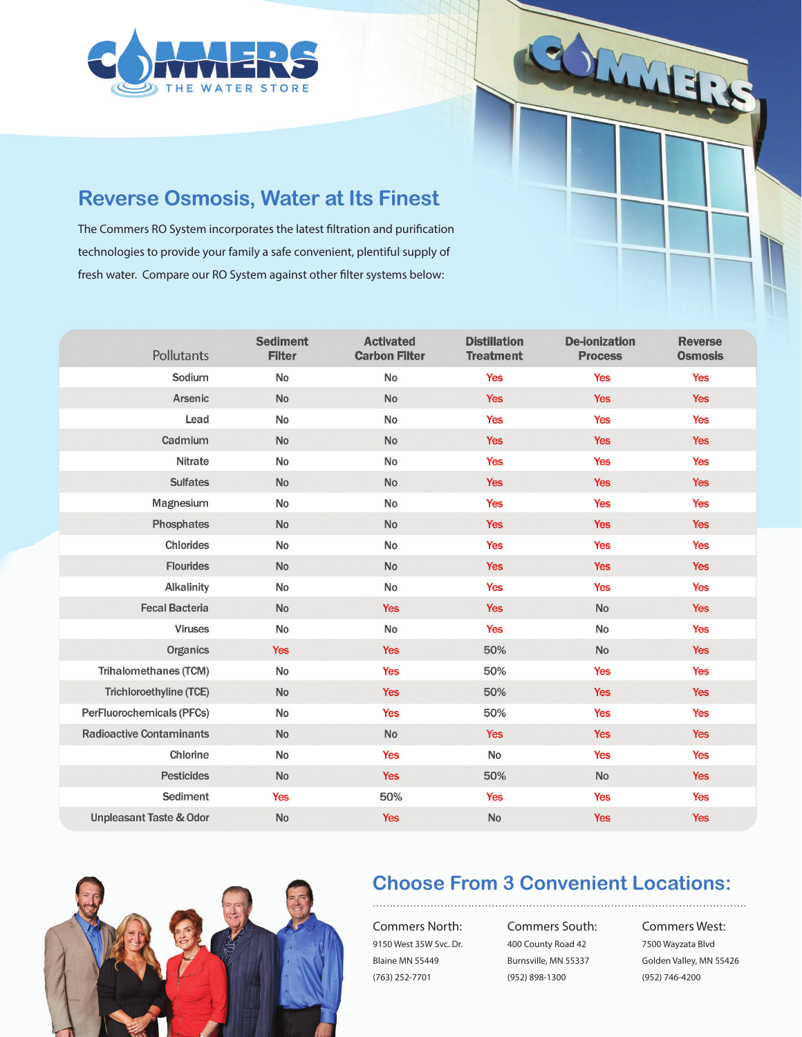COMMERS THE WATER STORE

## Reverse Osmosis, Water at Its Finest

The Commers RO System incorporates the latest filtration and purification technologies to provide your family a safe convenient, plentiful supply of fresh water. Compare our RO System against other filter systems below:

| Pollutants | Sediment Filter | Activated Carbon Filter | Distillation Treatment | De-ionization Process | Reverse Osmosis |
|---|---|---|---|---|---|
| Sodium | No | No | Yes | Yes | Yes |
| Arsenic | No | No | Yes | Yes | Yes |
| Lead | No | No | Yes | Yes | Yes |
| Cadmium | No | No | Yes | Yes | Yes |
| Nitrate | No | No | Yes | Yes | Yes |
| Sulfates | No | No | Yes | Yes | Yes |
| Magnesium | No | No | Yes | Yes | Yes |
| Phosphates | No | No | Yes | Yes | Yes |
| Chlorides | No | No | Yes | Yes | Yes |
| Flourides | No | No | Yes | Yes | Yes |
| Alkalinity | No | No | Yes | Yes | Yes |
| Fecal Bacteria | No | Yes | Yes | No | Yes |
| Viruses | No | No | Yes | No | Yes |
| Organics | Yes | Yes | 50% | No | Yes |
| Trihalomethanes (TCM) | No | Yes | 50% | Yes | Yes |
| Trichloroethyline (TCE) | No | Yes | 50% | Yes | Yes |
| PerFluorochemicals (PFCs) | No | Yes | 50% | Yes | Yes |
| Radioactive Contaminants | No | No | Yes | Yes | Yes |
| Chlorine | No | Yes | No | Yes | Yes |
| Pesticides | No | Yes | 50% | No | Yes |
| Sediment | Yes | 50% | Yes | Yes | Yes |
| Unpleasant Taste & Odor | No | Yes | No | Yes | Yes |

## Choose From 3 Convenient Locations:

**Commers North:**
9150 West 35W Svc. Dr.
Blaine MN 55449
(763) 252-7701

**Commers South:**
400 County Road 42
Burnsville, MN 55337
(952) 898-1300

**Commers West:**
7500 Wayzata Blvd
Golden Valley, MN 55426
(952) 746-4200